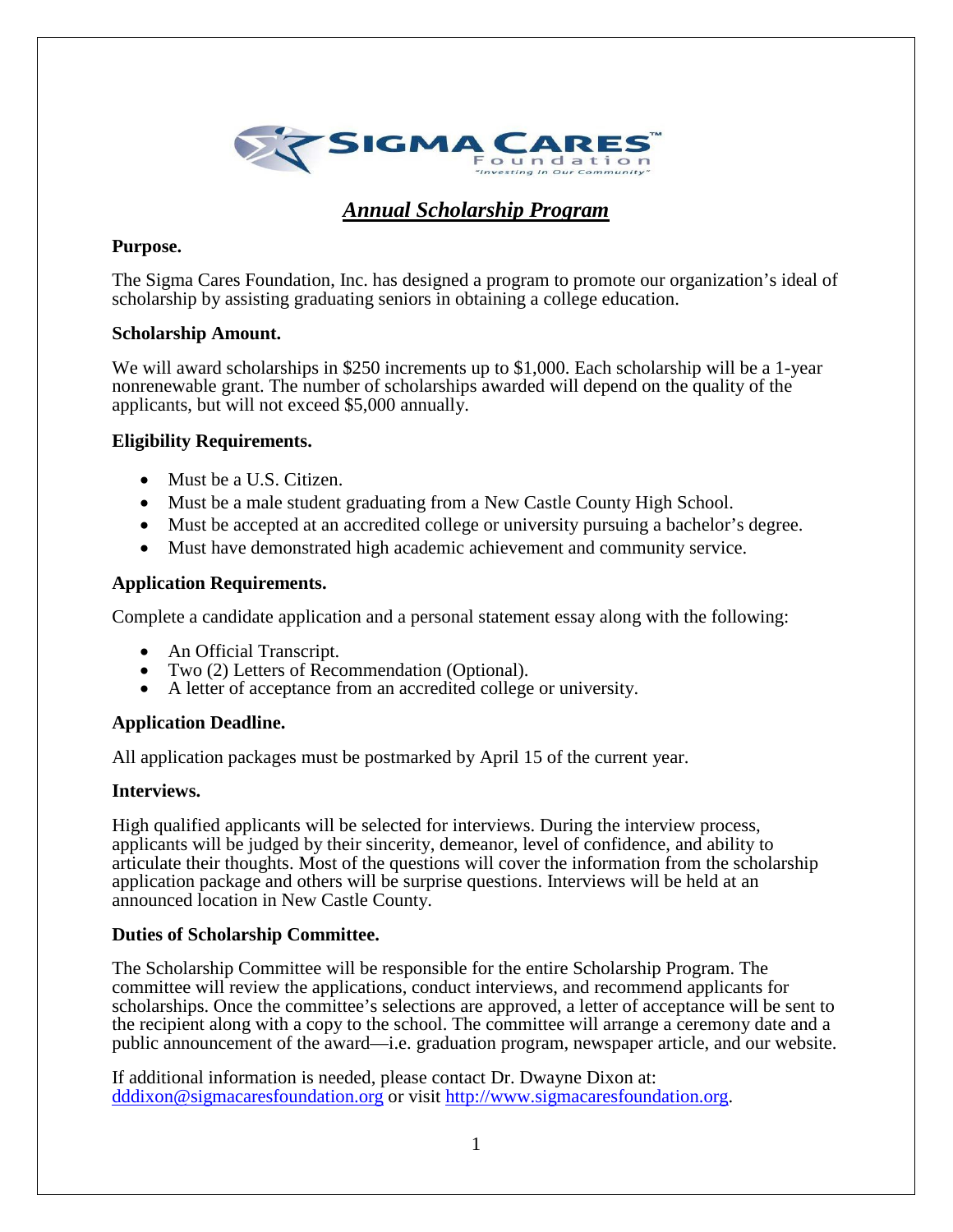SIGMA CARES™ Foundation
"Investing In Our Community"

# *Annual Scholarship Program*

**Purpose.**

The Sigma Cares Foundation, Inc. has designed a program to promote our organization's ideal of scholarship by assisting graduating seniors in obtaining a college education.

**Scholarship Amount.**

We will award scholarships in $250 increments up to $1,000. Each scholarship will be a 1-year nonrenewable grant. The number of scholarships awarded will depend on the quality of the applicants, but will not exceed $5,000 annually.

**Eligibility Requirements.**

- Must be a U.S. Citizen.
- Must be a male student graduating from a New Castle County High School.
- Must be accepted at an accredited college or university pursuing a bachelor's degree.
- Must have demonstrated high academic achievement and community service.

**Application Requirements.**

Complete a candidate application and a personal statement essay along with the following:

- An Official Transcript.
- Two (2) Letters of Recommendation (Optional).
- A letter of acceptance from an accredited college or university.

**Application Deadline.**

All application packages must be postmarked by April 15 of the current year.

**Interviews.**

High qualified applicants will be selected for interviews. During the interview process, applicants will be judged by their sincerity, demeanor, level of confidence, and ability to articulate their thoughts. Most of the questions will cover the information from the scholarship application package and others will be surprise questions. Interviews will be held at an announced location in New Castle County.

**Duties of Scholarship Committee.**

The Scholarship Committee will be responsible for the entire Scholarship Program. The committee will review the applications, conduct interviews, and recommend applicants for scholarships. Once the committee's selections are approved, a letter of acceptance will be sent to the recipient along with a copy to the school. The committee will arrange a ceremony date and a public announcement of the award—i.e. graduation program, newspaper article, and our website.

If additional information is needed, please contact Dr. Dwayne Dixon at: dddixon@sigmacaresfoundation.org or visit http://www.sigmacaresfoundation.org.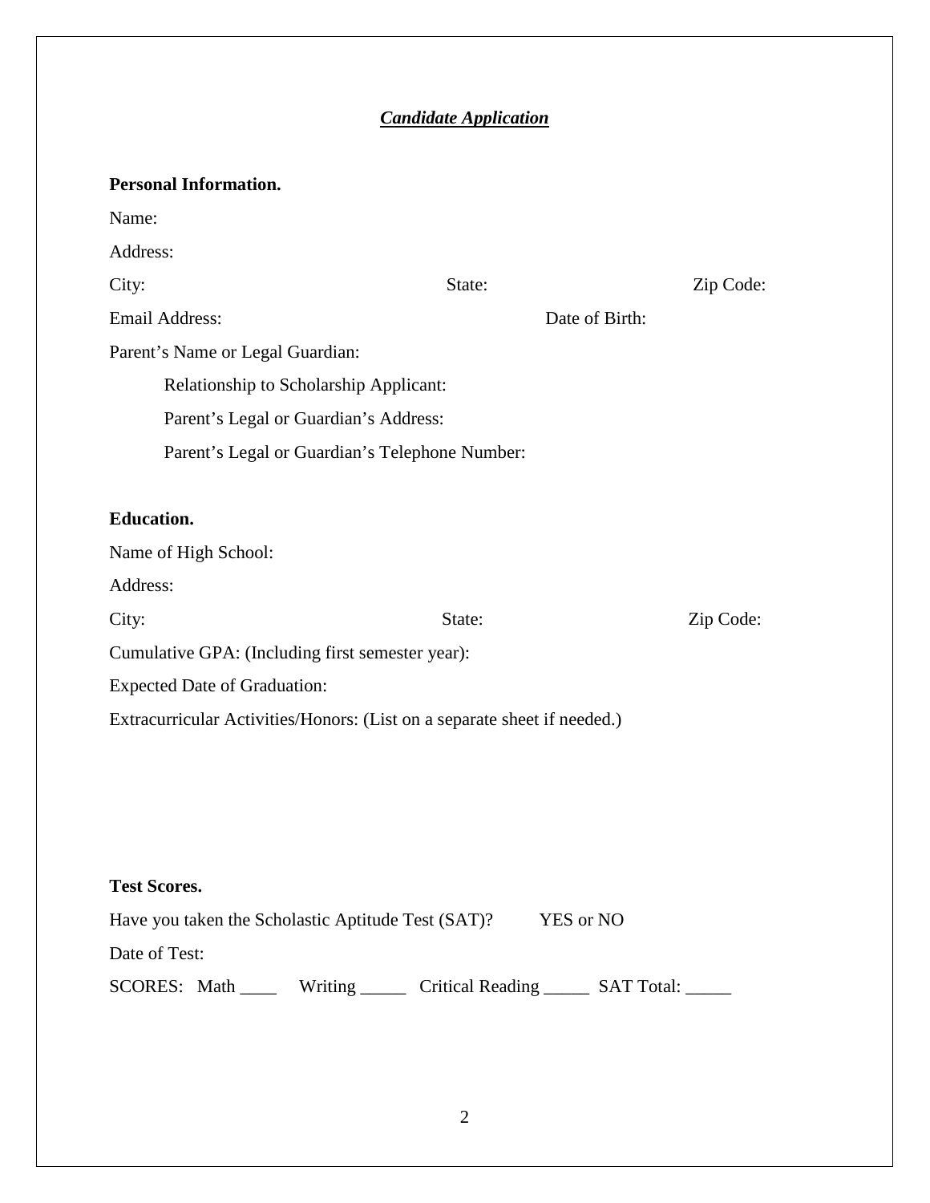## *Candidate Application*

**Personal Information.**

Name:

Address:

City: State: Zip Code:

Email Address: Date of Birth:

Parent's Name or Legal Guardian:

Relationship to Scholarship Applicant:

Parent's Legal or Guardian's Address:

Parent's Legal or Guardian's Telephone Number:

**Education.**

Name of High School:

Address:

City: State: Zip Code:

Cumulative GPA: (Including first semester year):

Expected Date of Graduation:

Extracurricular Activities/Honors: (List on a separate sheet if needed.)

**Test Scores.**

Have you taken the Scholastic Aptitude Test (SAT)? YES or NO

Date of Test:

SCORES: Math ____ Writing _____ Critical Reading _____ SAT Total: _____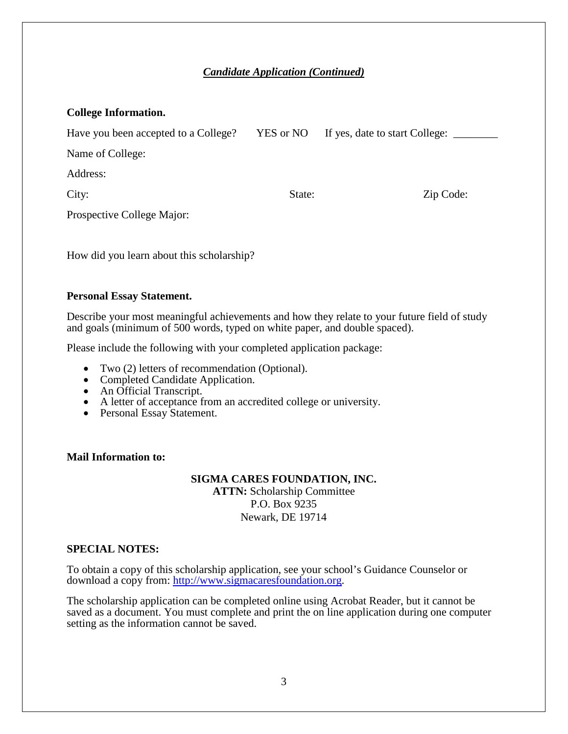***Candidate Application (Continued)***

**College Information.**

Have you been accepted to a College? YES or NO If yes, date to start College: ________

Name of College:

Address:

City: State: Zip Code:

Prospective College Major:

How did you learn about this scholarship?

**Personal Essay Statement.**

Describe your most meaningful achievements and how they relate to your future field of study and goals (minimum of 500 words, typed on white paper, and double spaced).

Please include the following with your completed application package:

- Two (2) letters of recommendation (Optional).
- Completed Candidate Application.
- An Official Transcript.
- A letter of acceptance from an accredited college or university.
- Personal Essay Statement.

**Mail Information to:**

**SIGMA CARES FOUNDATION, INC.**
**ATTN:** Scholarship Committee
P.O. Box 9235
Newark, DE 19714

**SPECIAL NOTES:**

To obtain a copy of this scholarship application, see your school's Guidance Counselor or download a copy from: http://www.sigmacaresfoundation.org.

The scholarship application can be completed online using Acrobat Reader, but it cannot be saved as a document. You must complete and print the on line application during one computer setting as the information cannot be saved.